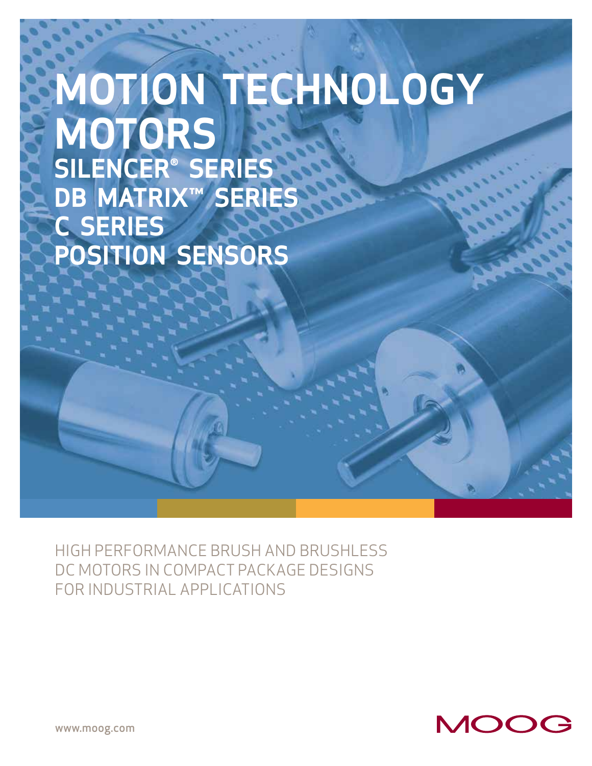# MOTION TECHNOLOGY MOTORS

## SILENCER® SERIES
## DB MATRIX™ SERIES
## C SERIES
## POSITION SENSORS

HIGH PERFORMANCE BRUSH AND BRUSHLESS DC MOTORS IN COMPACT PACKAGE DESIGNS FOR INDUSTRIAL APPLICATIONS

www.moog.com

MOOG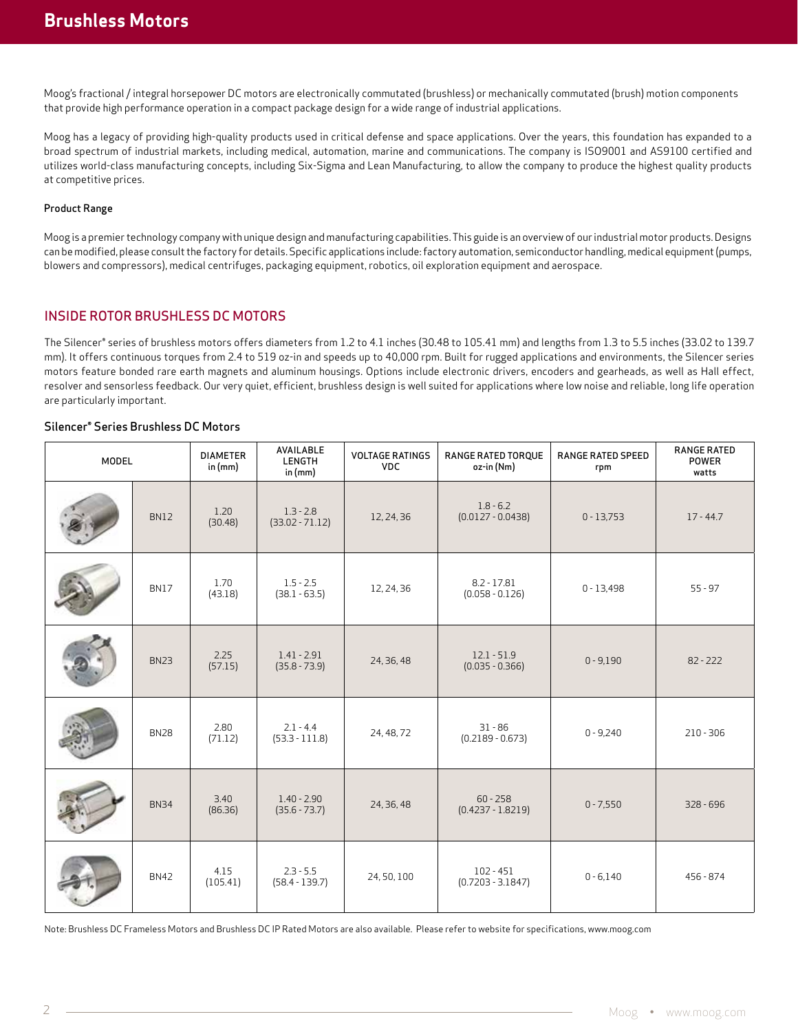# Brushless Motors

Moog's fractional / integral horsepower DC motors are electronically commutated (brushless) or mechanically commutated (brush) motion components that provide high performance operation in a compact package design for a wide range of industrial applications.

Moog has a legacy of providing high-quality products used in critical defense and space applications. Over the years, this foundation has expanded to a broad spectrum of industrial markets, including medical, automation, marine and communications. The company is ISO9001 and AS9100 certified and utilizes world-class manufacturing concepts, including Six-Sigma and Lean Manufacturing, to allow the company to produce the highest quality products at competitive prices.

#### Product Range

Moog is a premier technology company with unique design and manufacturing capabilities. This guide is an overview of our industrial motor products. Designs can be modified, please consult the factory for details. Specific applications include: factory automation, semiconductor handling, medical equipment (pumps, blowers and compressors), medical centrifuges, packaging equipment, robotics, oil exploration equipment and aerospace.

## INSIDE ROTOR BRUSHLESS DC MOTORS

The Silencer® series of brushless motors offers diameters from 1.2 to 4.1 inches (30.48 to 105.41 mm) and lengths from 1.3 to 5.5 inches (33.02 to 139.7 mm). It offers continuous torques from 2.4 to 519 oz-in and speeds up to 40,000 rpm. Built for rugged applications and environments, the Silencer series motors feature bonded rare earth magnets and aluminum housings. Options include electronic drivers, encoders and gearheads, as well as Hall effect, resolver and sensorless feedback. Our very quiet, efficient, brushless design is well suited for applications where low noise and reliable, long life operation are particularly important.

### Silencer® Series Brushless DC Motors

| MODEL | | DIAMETER in (mm) | AVAILABLE LENGTH in (mm) | VOLTAGE RATINGS VDC | RANGE RATED TORQUE oz-in (Nm) | RANGE RATED SPEED rpm | RANGE RATED POWER watts |
|---|---|---|---|---|---|---|---|
| | BN12 | 1.20 (30.48) | 1.3 - 2.8 (33.02 - 71.12) | 12, 24, 36 | 1.8 - 6.2 (0.0127 - 0.0438) | 0 - 13,753 | 17 - 44.7 |
| | BN17 | 1.70 (43.18) | 1.5 - 2.5 (38.1 - 63.5) | 12, 24, 36 | 8.2 - 17.81 (0.058 - 0.126) | 0 - 13,498 | 55 - 97 |
| | BN23 | 2.25 (57.15) | 1.41 - 2.91 (35.8 - 73.9) | 24, 36, 48 | 12.1 - 51.9 (0.035 - 0.366) | 0 - 9,190 | 82 - 222 |
| | BN28 | 2.80 (71.12) | 2.1 - 4.4 (53.3 - 111.8) | 24, 48, 72 | 31 - 86 (0.2189 - 0.673) | 0 - 9,240 | 210 - 306 |
| | BN34 | 3.40 (86.36) | 1.40 - 2.90 (35.6 - 73.7) | 24, 36, 48 | 60 - 258 (0.4237 - 1.8219) | 0 - 7,550 | 328 - 696 |
| | BN42 | 4.15 (105.41) | 2.3 - 5.5 (58.4 - 139.7) | 24, 50, 100 | 102 - 451 (0.7203 - 3.1847) | 0 - 6,140 | 456 - 874 |

Note: Brushless DC Frameless Motors and Brushless DC IP Rated Motors are also available. Please refer to website for specifications, www.moog.com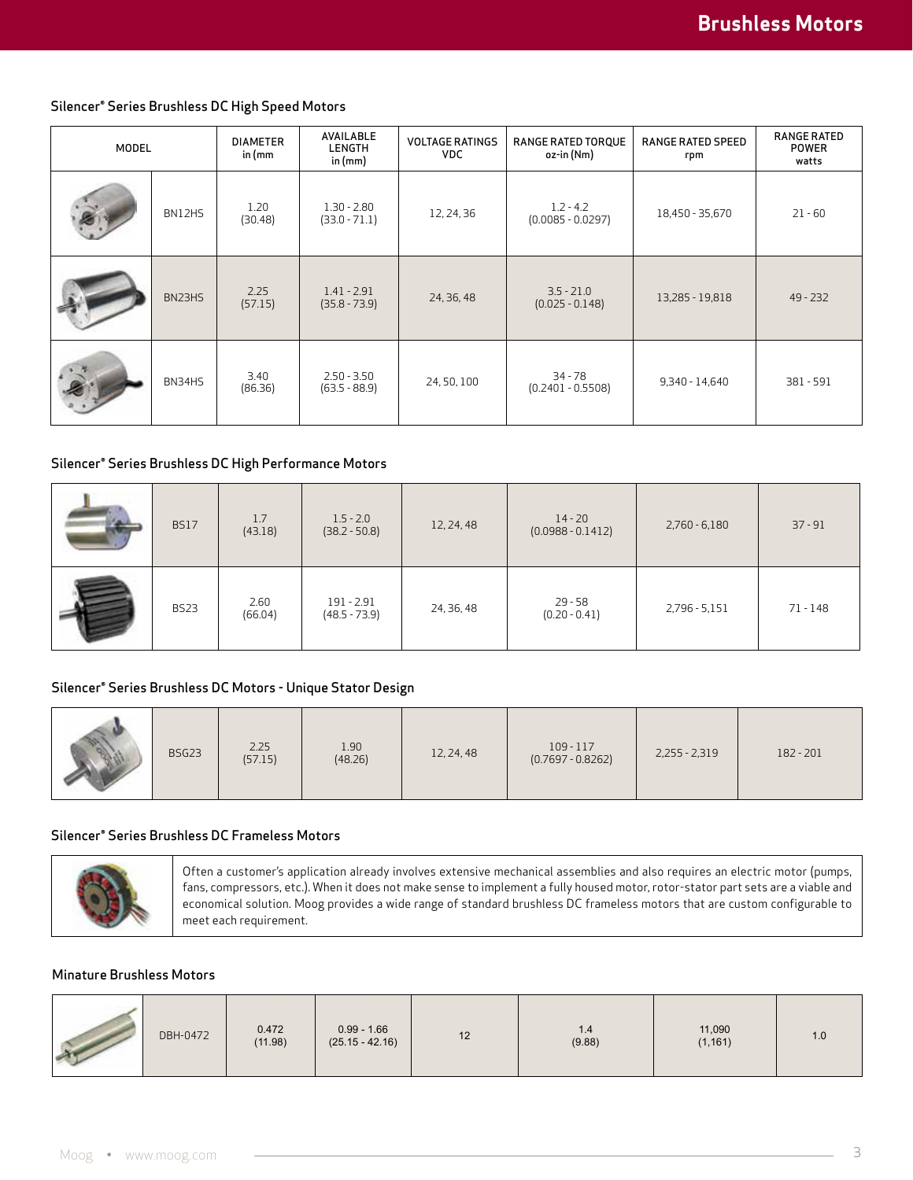# Brushless Motors

## Silencer® Series Brushless DC High Speed Motors

| MODEL | | DIAMETER in (mm | AVAILABLE LENGTH in (mm) | VOLTAGE RATINGS VDC | RANGE RATED TORQUE oz-in (Nm) | RANGE RATED SPEED rpm | RANGE RATED POWER watts |
|---|---|---|---|---|---|---|---|
| | BN12HS | 1.20 (30.48) | 1.30 - 2.80 (33.0 - 71.1) | 12, 24, 36 | 1.2 - 4.2 (0.0085 - 0.0297) | 18,450 - 35,670 | 21 - 60 |
| | BN23HS | 2.25 (57.15) | 1.41 - 2.91 (35.8 - 73.9) | 24, 36, 48 | 3.5 - 21.0 (0.025 - 0.148) | 13,285 - 19,818 | 49 - 232 |
| | BN34HS | 3.40 (86.36) | 2.50 - 3.50 (63.5 - 88.9) | 24, 50, 100 | 34 - 78 (0.2401 - 0.5508) | 9,340 - 14,640 | 381 - 591 |

## Silencer® Series Brushless DC High Performance Motors

| | | | | | | | |
|---|---|---|---|---|---|---|---|
| | BS17 | 1.7 (43.18) | 1.5 - 2.0 (38.2 - 50.8) | 12, 24, 48 | 14 - 20 (0.0988 - 0.1412) | 2,760 - 6,180 | 37 - 91 |
| | BS23 | 2.60 (66.04) | 191 - 2.91 (48.5 - 73.9) | 24, 36, 48 | 29 - 58 (0.20 - 0.41) | 2,796 - 5,151 | 71 - 148 |

## Silencer® Series Brushless DC Motors - Unique Stator Design

| | | | | | | | |
|---|---|---|---|---|---|---|---|
| | BSG23 | 2.25 (57.15) | 1.90 (48.26) | 12, 24, 48 | 109 - 117 (0.7697 - 0.8262) | 2,255 - 2,319 | 182 - 201 |

## Silencer® Series Brushless DC Frameless Motors

Often a customer's application already involves extensive mechanical assemblies and also requires an electric motor (pumps, fans, compressors, etc.). When it does not make sense to implement a fully housed motor, rotor-stator part sets are a viable and economical solution. Moog provides a wide range of standard brushless DC frameless motors that are custom configurable to meet each requirement.

## Minature Brushless Motors

| | | | | | | | |
|---|---|---|---|---|---|---|---|
| | DBH-0472 | 0.472 (11.98) | 0.99 - 1.66 (25.15 - 42.16) | 12 | 1.4 (9.88) | 11,090 (1,161) | 1.0 |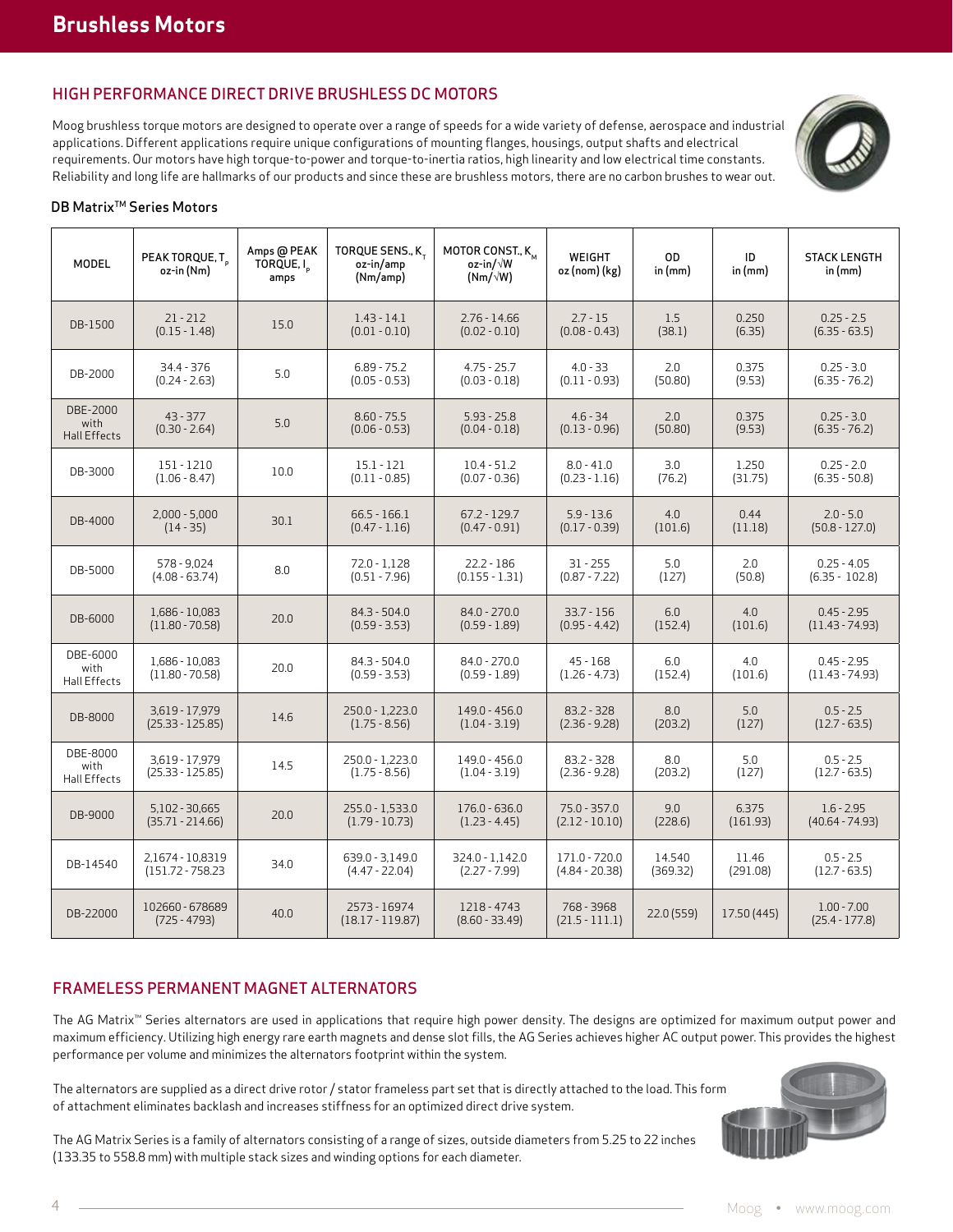# Brushless Motors

## HIGH PERFORMANCE DIRECT DRIVE BRUSHLESS DC MOTORS

Moog brushless torque motors are designed to operate over a range of speeds for a wide variety of defense, aerospace and industrial applications. Different applications require unique configurations of mounting flanges, housings, output shafts and electrical requirements. Our motors have high torque-to-power and torque-to-inertia ratios, high linearity and low electrical time constants. Reliability and long life are hallmarks of our products and since these are brushless motors, there are no carbon brushes to wear out.

### DB Matrix™ Series Motors

| MODEL | PEAK TORQUE, $T_P$ oz-in (Nm) | Amps @ PEAK TORQUE, $I_P$ amps | TORQUE SENS., $K_T$ oz-in/amp (Nm/amp) | MOTOR CONST., $K_M$ oz-in/√W (Nm/√W) | WEIGHT oz (nom) (kg) | OD in (mm) | ID in (mm) | STACK LENGTH in (mm) |
|---|---|---|---|---|---|---|---|---|
| DB-1500 | 21 - 212 (0.15 - 1.48) | 15.0 | 1.43 - 14.1 (0.01 - 0.10) | 2.76 - 14.66 (0.02 - 0.10) | 2.7 - 15 (0.08 - 0.43) | 1.5 (38.1) | 0.250 (6.35) | 0.25 - 2.5 (6.35 - 63.5) |
| DB-2000 | 34.4 - 376 (0.24 - 2.63) | 5.0 | 6.89 - 75.2 (0.05 - 0.53) | 4.75 - 25.7 (0.03 - 0.18) | 4.0 - 33 (0.11 - 0.93) | 2.0 (50.80) | 0.375 (9.53) | 0.25 - 3.0 (6.35 - 76.2) |
| DBE-2000 with Hall Effects | 43 - 377 (0.30 - 2.64) | 5.0 | 8.60 - 75.5 (0.06 - 0.53) | 5.93 - 25.8 (0.04 - 0.18) | 4.6 - 34 (0.13 - 0.96) | 2.0 (50.80) | 0.375 (9.53) | 0.25 - 3.0 (6.35 - 76.2) |
| DB-3000 | 151 - 1210 (1.06 - 8.47) | 10.0 | 15.1 - 121 (0.11 - 0.85) | 10.4 - 51.2 (0.07 - 0.36) | 8.0 - 41.0 (0.23 - 1.16) | 3.0 (76.2) | 1.250 (31.75) | 0.25 - 2.0 (6.35 - 50.8) |
| DB-4000 | 2,000 - 5,000 (14 - 35) | 30.1 | 66.5 - 166.1 (0.47 - 1.16) | 67.2 - 129.7 (0.47 - 0.91) | 5.9 - 13.6 (0.17 - 0.39) | 4.0 (101.6) | 0.44 (11.18) | 2.0 - 5.0 (50.8 - 127.0) |
| DB-5000 | 578 - 9,024 (4.08 - 63.74) | 8.0 | 72.0 - 1,128 (0.51 - 7.96) | 22.2 - 186 (0.155 - 1.31) | 31 - 255 (0.87 - 7.22) | 5.0 (127) | 2.0 (50.8) | 0.25 - 4.05 (6.35 - 102.8) |
| DB-6000 | 1,686 - 10,083 (11.80 - 70.58) | 20.0 | 84.3 - 504.0 (0.59 - 3.53) | 84.0 - 270.0 (0.59 - 1.89) | 33.7 - 156 (0.95 - 4.42) | 6.0 (152.4) | 4.0 (101.6) | 0.45 - 2.95 (11.43 - 74.93) |
| DBE-6000 with Hall Effects | 1,686 - 10,083 (11.80 - 70.58) | 20.0 | 84.3 - 504.0 (0.59 - 3.53) | 84.0 - 270.0 (0.59 - 1.89) | 45 - 168 (1.26 - 4.73) | 6.0 (152.4) | 4.0 (101.6) | 0.45 - 2.95 (11.43 - 74.93) |
| DB-8000 | 3,619 - 17,979 (25.33 - 125.85) | 14.6 | 250.0 - 1,223.0 (1.75 - 8.56) | 149.0 - 456.0 (1.04 - 3.19) | 83.2 - 328 (2.36 - 9.28) | 8.0 (203.2) | 5.0 (127) | 0.5 - 2.5 (12.7 - 63.5) |
| DBE-8000 with Hall Effects | 3,619 - 17,979 (25.33 - 125.85) | 14.5 | 250.0 - 1,223.0 (1.75 - 8.56) | 149.0 - 456.0 (1.04 - 3.19) | 83.2 - 328 (2.36 - 9.28) | 8.0 (203.2) | 5.0 (127) | 0.5 - 2.5 (12.7 - 63.5) |
| DB-9000 | 5,102 - 30,665 (35.71 - 214.66) | 20.0 | 255.0 - 1,533.0 (1.79 - 10.73) | 176.0 - 636.0 (1.23 - 4.45) | 75.0 - 357.0 (2.12 - 10.10) | 9.0 (228.6) | 6.375 (161.93) | 1.6 - 2.95 (40.64 - 74.93) |
| DB-14540 | 2,1674 - 10,8319 (151.72 - 758.23 | 34.0 | 639.0 - 3,149.0 (4.47 - 22.04) | 324.0 - 1,142.0 (2.27 - 7.99) | 171.0 - 720.0 (4.84 - 20.38) | 14.540 (369.32) | 11.46 (291.08) | 0.5 - 2.5 (12.7 - 63.5) |
| DB-22000 | 102660 - 678689 (725 - 4793) | 40.0 | 2573 - 16974 (18.17 - 119.87) | 1218 - 4743 (8.60 - 33.49) | 768 - 3968 (21.5 - 111.1) | 22.0 (559) | 17.50 (445) | 1.00 - 7.00 (25.4 - 177.8) |

## FRAMELESS PERMANENT MAGNET ALTERNATORS

The AG Matrix™ Series alternators are used in applications that require high power density. The designs are optimized for maximum output power and maximum efficiency. Utilizing high energy rare earth magnets and dense slot fills, the AG Series achieves higher AC output power. This provides the highest performance per volume and minimizes the alternators footprint within the system.

The alternators are supplied as a direct drive rotor / stator frameless part set that is directly attached to the load. This form of attachment eliminates backlash and increases stiffness for an optimized direct drive system.

The AG Matrix Series is a family of alternators consisting of a range of sizes, outside diameters from 5.25 to 22 inches (133.35 to 558.8 mm) with multiple stack sizes and winding options for each diameter.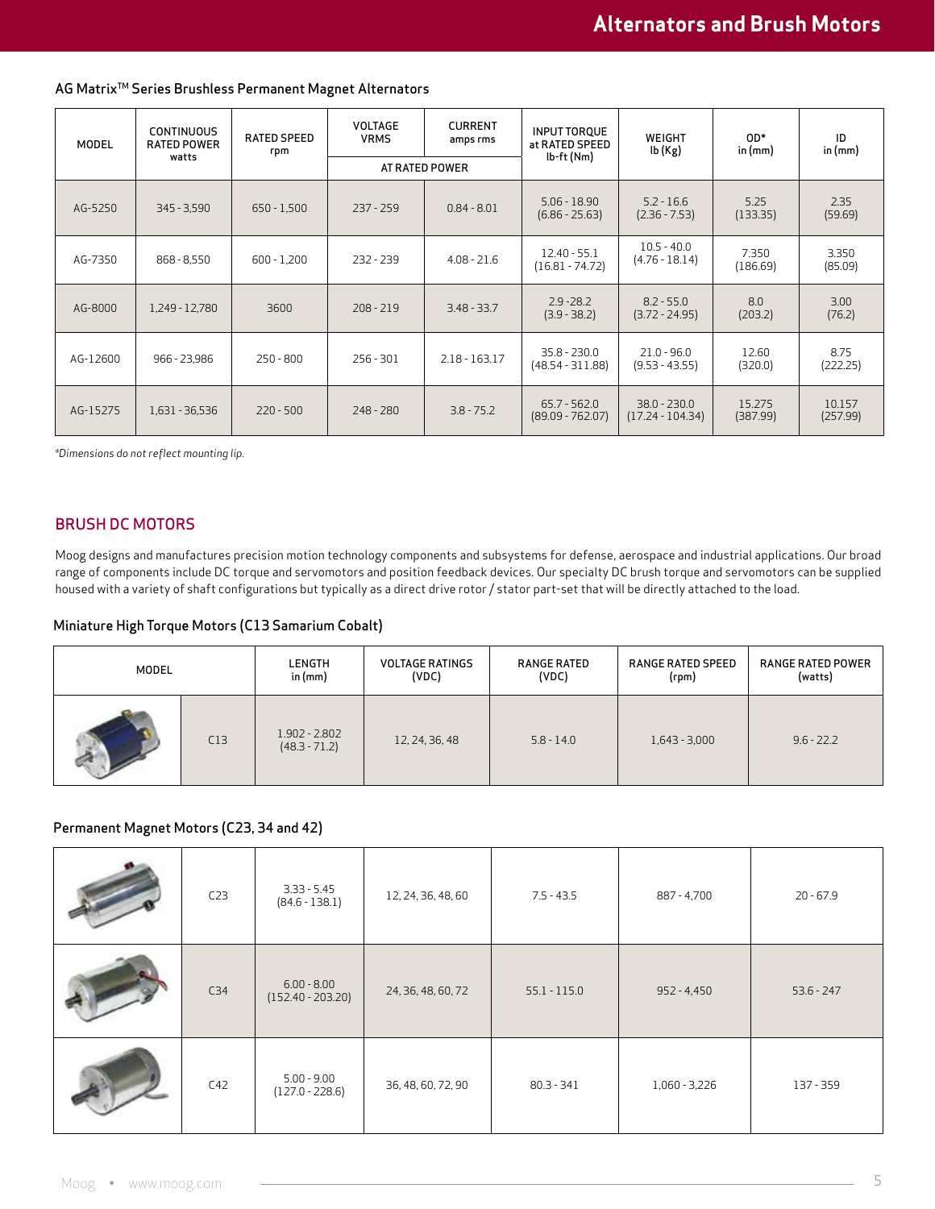# Alternators and Brush Motors

### AG Matrix™ Series Brushless Permanent Magnet Alternators

| MODEL | CONTINUOUS RATED POWER watts | RATED SPEED rpm | VOLTAGE VRMS | CURRENT amps rms | INPUT TORQUE at RATED SPEED lb-ft (Nm) | WEIGHT lb (Kg) | OD* in (mm) | ID in (mm) |
|---|---|---|---|---|---|---|---|---|
| | | | AT RATED POWER | | | | | |
| AG-5250 | 345 - 3,590 | 650 - 1,500 | 237 - 259 | 0.84 - 8.01 | 5.06 - 18.90 (6.86 - 25.63) | 5.2 - 16.6 (2.36 - 7.53) | 5.25 (133.35) | 2.35 (59.69) |
| AG-7350 | 868 - 8,550 | 600 - 1,200 | 232 - 239 | 4.08 - 21.6 | 12.40 - 55.1 (16.81 - 74.72) | 10.5 - 40.0 (4.76 - 18.14) | 7.350 (186.69) | 3.350 (85.09) |
| AG-8000 | 1,249 - 12,780 | 3600 | 208 - 219 | 3.48 - 33.7 | 2.9 -28.2 (3.9 - 38.2) | 8.2 - 55.0 (3.72 - 24.95) | 8.0 (203.2) | 3.00 (76.2) |
| AG-12600 | 966 - 23,986 | 250 - 800 | 256 - 301 | 2.18 - 163.17 | 35.8 - 230.0 (48.54 - 311.88) | 21.0 - 96.0 (9.53 - 43.55) | 12.60 (320.0) | 8.75 (222.25) |
| AG-15275 | 1,631 - 36,536 | 220 - 500 | 248 - 280 | 3.8 - 75.2 | 65.7 - 562.0 (89.09 - 762.07) | 38.0 - 230.0 (17.24 - 104.34) | 15.275 (387.99) | 10.157 (257.99) |

*Dimensions do not reflect mounting lip.*

## BRUSH DC MOTORS

Moog designs and manufactures precision motion technology components and subsystems for defense, aerospace and industrial applications. Our broad range of components include DC torque and servomotors and position feedback devices. Our specialty DC brush torque and servomotors can be supplied housed with a variety of shaft configurations but typically as a direct drive rotor / stator part-set that will be directly attached to the load.

### Miniature High Torque Motors (C13 Samarium Cobalt)

| MODEL | LENGTH in (mm) | VOLTAGE RATINGS (VDC) | RANGE RATED (VDC) | RANGE RATED SPEED (rpm) | RANGE RATED POWER (watts) |
|---|---|---|---|---|---|
| C13 | 1.902 - 2.802 (48.3 - 71.2) | 12, 24, 36, 48 | 5.8 - 14.0 | 1,643 - 3,000 | 9.6 - 22.2 |

### Permanent Magnet Motors (C23, 34 and 42)

| MODEL | LENGTH in (mm) | VOLTAGE RATINGS (VDC) | RANGE RATED (VDC) | RANGE RATED SPEED (rpm) | RANGE RATED POWER (watts) |
|---|---|---|---|---|---|
| C23 | 3.33 - 5.45 (84.6 - 138.1) | 12, 24, 36, 48, 60 | 7.5 - 43.5 | 887 - 4,700 | 20 - 67.9 |
| C34 | 6.00 - 8.00 (152.40 - 203.20) | 24, 36, 48, 60, 72 | 55.1 - 115.0 | 952 - 4,450 | 53.6 - 247 |
| C42 | 5.00 - 9.00 (127.0 - 228.6) | 36, 48, 60, 72, 90 | 80.3 - 341 | 1,060 - 3,226 | 137 - 359 |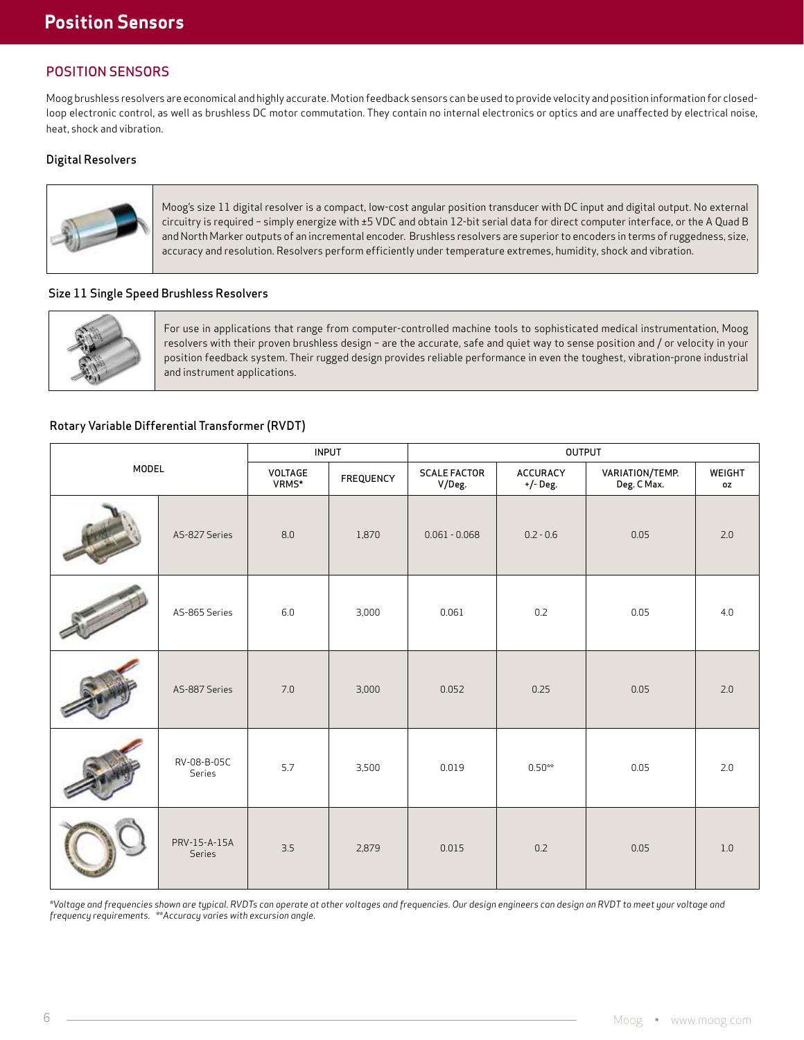# Position Sensors

## POSITION SENSORS

Moog brushless resolvers are economical and highly accurate. Motion feedback sensors can be used to provide velocity and position information for closed-loop electronic control, as well as brushless DC motor commutation. They contain no internal electronics or optics and are unaffected by electrical noise, heat, shock and vibration.

### Digital Resolvers

Moog's size 11 digital resolver is a compact, low-cost angular position transducer with DC input and digital output. No external circuitry is required – simply energize with ±5 VDC and obtain 12-bit serial data for direct computer interface, or the A Quad B and North Marker outputs of an incremental encoder. Brushless resolvers are superior to encoders in terms of ruggedness, size, accuracy and resolution. Resolvers perform efficiently under temperature extremes, humidity, shock and vibration.

### Size 11 Single Speed Brushless Resolvers

For use in applications that range from computer-controlled machine tools to sophisticated medical instrumentation, Moog resolvers with their proven brushless design – are the accurate, safe and quiet way to sense position and / or velocity in your position feedback system. Their rugged design provides reliable performance in even the toughest, vibration-prone industrial and instrument applications.

### Rotary Variable Differential Transformer (RVDT)

| MODEL | INPUT | | OUTPUT | | | |
|---|---|---|---|---|---|---|
| | VOLTAGE VRMS* | FREQUENCY | SCALE FACTOR V/Deg. | ACCURACY +/- Deg. | VARIATION/TEMP. Deg. C Max. | WEIGHT oz |
| AS-827 Series | 8.0 | 1,870 | 0.061 - 0.068 | 0.2 - 0.6 | 0.05 | 2.0 |
| AS-865 Series | 6.0 | 3,000 | 0.061 | 0.2 | 0.05 | 4.0 |
| AS-887 Series | 7.0 | 3,000 | 0.052 | 0.25 | 0.05 | 2.0 |
| RV-08-B-05C Series | 5.7 | 3,500 | 0.019 | 0.50** | 0.05 | 2.0 |
| PRV-15-A-15A Series | 3.5 | 2,879 | 0.015 | 0.2 | 0.05 | 1.0 |

*Voltage and frequencies shown are typical. RVDTs can operate at other voltages and frequencies. Our design engineers can design an RVDT to meet your voltage and frequency requirements. **Accuracy varies with excursion angle.*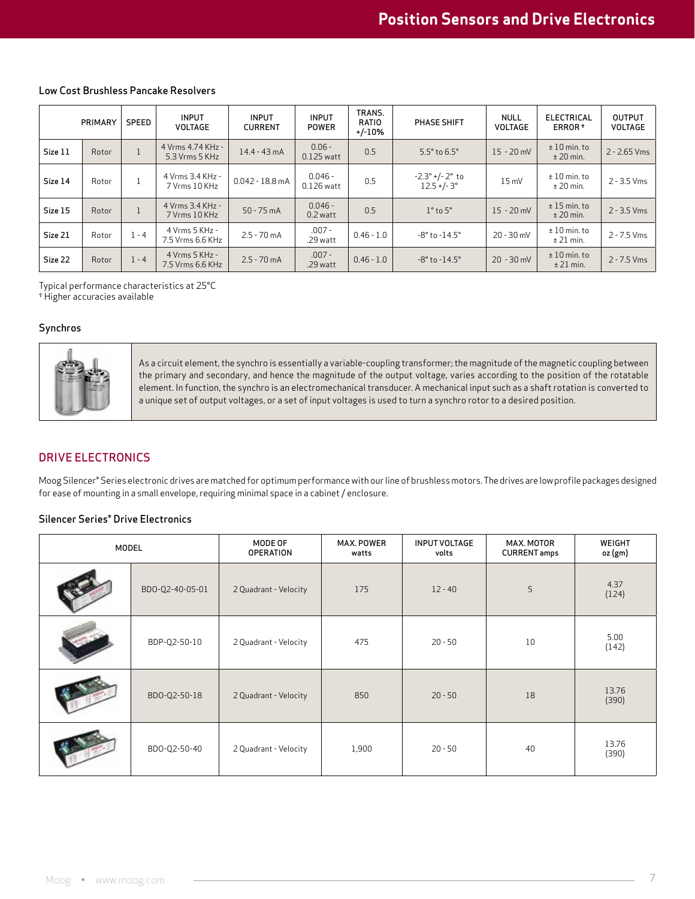### Low Cost Brushless Pancake Resolvers

| | PRIMARY | SPEED | INPUT VOLTAGE | INPUT CURRENT | INPUT POWER | TRANS. RATIO +/-10% | PHASE SHIFT | NULL VOLTAGE | ELECTRICAL ERROR † | OUTPUT VOLTAGE |
|---|---|---|---|---|---|---|---|---|---|---|
| Size 11 | Rotor | 1 | 4 Vrms 4.74 KHz - 5.3 Vrms 5 KHz | 14.4 - 43 mA | 0.06 - 0.125 watt | 0.5 | 5.5° to 6.5° | 15 - 20 mV | ± 10 min. to ± 20 min. | 2 - 2.65 Vms |
| Size 14 | Rotor | 1 | 4 Vrms 3.4 KHz - 7 Vrms 10 KHz | 0.042 - 18.8 mA | 0.046 - 0.126 watt | 0.5 | -2.3° +/- 2° to 12.5 +/- 3° | 15 mV | ± 10 min. to ± 20 min. | 2 - 3.5 Vms |
| Size 15 | Rotor | 1 | 4 Vrms 3.4 KHz - 7 Vrms 10 KHz | 50 - 75 mA | 0.046 - 0.2 watt | 0.5 | 1° to 5° | 15 - 20 mV | ± 15 min. to ± 20 min. | 2 - 3.5 Vms |
| Size 21 | Rotor | 1 - 4 | 4 Vrms 5 KHz - 7.5 Vrms 6.6 KHz | 2.5 - 70 mA | .007 - .29 watt | 0.46 - 1.0 | -8° to -14.5° | 20 - 30 mV | ± 10 min. to ± 21 min. | 2 - 7.5 Vms |
| Size 22 | Rotor | 1 - 4 | 4 Vrms 5 KHz - 7.5 Vrms 6.6 KHz | 2.5 - 70 mA | .007 - .29 watt | 0.46 - 1.0 | -8° to -14.5° | 20 - 30 mV | ± 10 min. to ± 21 min. | 2 - 7.5 Vms |

Typical performance characteristics at 25°C

† Higher accuracies available

### Synchros

As a circuit element, the synchro is essentially a variable-coupling transformer; the magnitude of the magnetic coupling between the primary and secondary, and hence the magnitude of the output voltage, varies according to the position of the rotatable element. In function, the synchro is an electromechanical transducer. A mechanical input such as a shaft rotation is converted to a unique set of output voltages, or a set of input voltages is used to turn a synchro rotor to a desired position.

## DRIVE ELECTRONICS

Moog Silencer® Series electronic drives are matched for optimum performance with our line of brushless motors. The drives are low profile packages designed for ease of mounting in a small envelope, requiring minimal space in a cabinet / enclosure.

### Silencer Series® Drive Electronics

| MODEL | MODE OF OPERATION | MAX. POWER watts | INPUT VOLTAGE volts | MAX. MOTOR CURRENT amps | WEIGHT oz (gm) |
|---|---|---|---|---|---|
| BDO-Q2-40-05-01 | 2 Quadrant - Velocity | 175 | 12 - 40 | 5 | 4.37 (124) |
| BDP-Q2-50-10 | 2 Quadrant - Velocity | 475 | 20 - 50 | 10 | 5.00 (142) |
| BDO-Q2-50-18 | 2 Quadrant - Velocity | 850 | 20 - 50 | 18 | 13.76 (390) |
| BDO-Q2-50-40 | 2 Quadrant - Velocity | 1,900 | 20 - 50 | 40 | 13.76 (390) |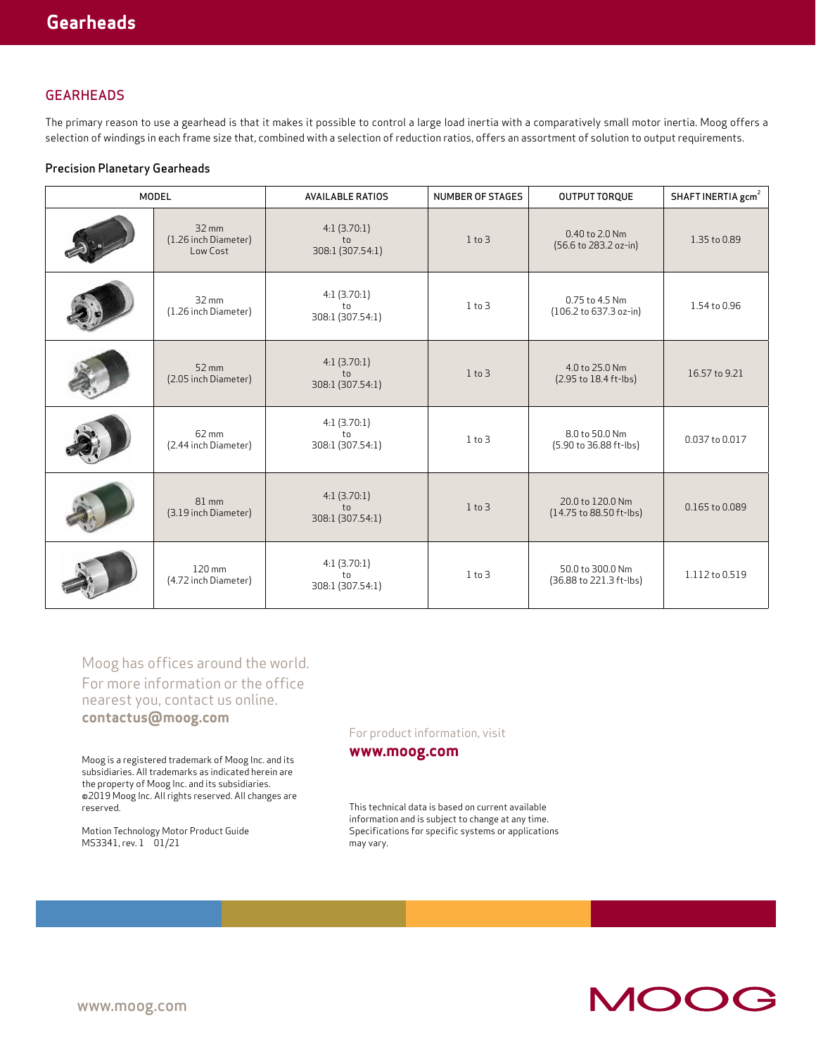# Gearheads

## GEARHEADS

The primary reason to use a gearhead is that it makes it possible to control a large load inertia with a comparatively small motor inertia. Moog offers a selection of windings in each frame size that, combined with a selection of reduction ratios, offers an assortment of solution to output requirements.

### Precision Planetary Gearheads

| MODEL | | AVAILABLE RATIOS | NUMBER OF STAGES | OUTPUT TORQUE | SHAFT INERTIA gcm$^2$ |
|---|---|---|---|---|---|
| | 32 mm (1.26 inch Diameter) Low Cost | 4:1 (3.70:1) to 308:1 (307.54:1) | 1 to 3 | 0.40 to 2.0 Nm (56.6 to 283.2 oz-in) | 1.35 to 0.89 |
| | 32 mm (1.26 inch Diameter) | 4:1 (3.70:1) to 308:1 (307.54:1) | 1 to 3 | 0.75 to 4.5 Nm (106.2 to 637.3 oz-in) | 1.54 to 0.96 |
| | 52 mm (2.05 inch Diameter) | 4:1 (3.70:1) to 308:1 (307.54:1) | 1 to 3 | 4.0 to 25.0 Nm (2.95 to 18.4 ft-lbs) | 16.57 to 9.21 |
| | 62 mm (2.44 inch Diameter) | 4:1 (3.70:1) to 308:1 (307.54:1) | 1 to 3 | 8.0 to 50.0 Nm (5.90 to 36.88 ft-lbs) | 0.037 to 0.017 |
| | 81 mm (3.19 inch Diameter) | 4:1 (3.70:1) to 308:1 (307.54:1) | 1 to 3 | 20.0 to 120.0 Nm (14.75 to 88.50 ft-lbs) | 0.165 to 0.089 |
| | 120 mm (4.72 inch Diameter) | 4:1 (3.70:1) to 308:1 (307.54:1) | 1 to 3 | 50.0 to 300.0 Nm (36.88 to 221.3 ft-lbs) | 1.112 to 0.519 |

Moog has offices around the world. For more information or the office nearest you, contact us online.
**contactus@moog.com**

For product information, visit
**www.moog.com**

Moog is a registered trademark of Moog Inc. and its subsidiaries. All trademarks as indicated herein are the property of Moog Inc. and its subsidiaries. ©2019 Moog Inc. All rights reserved. All changes are reserved.

Motion Technology Motor Product Guide
MS3341, rev. 1 01/21

This technical data is based on current available information and is subject to change at any time. Specifications for specific systems or applications may vary.